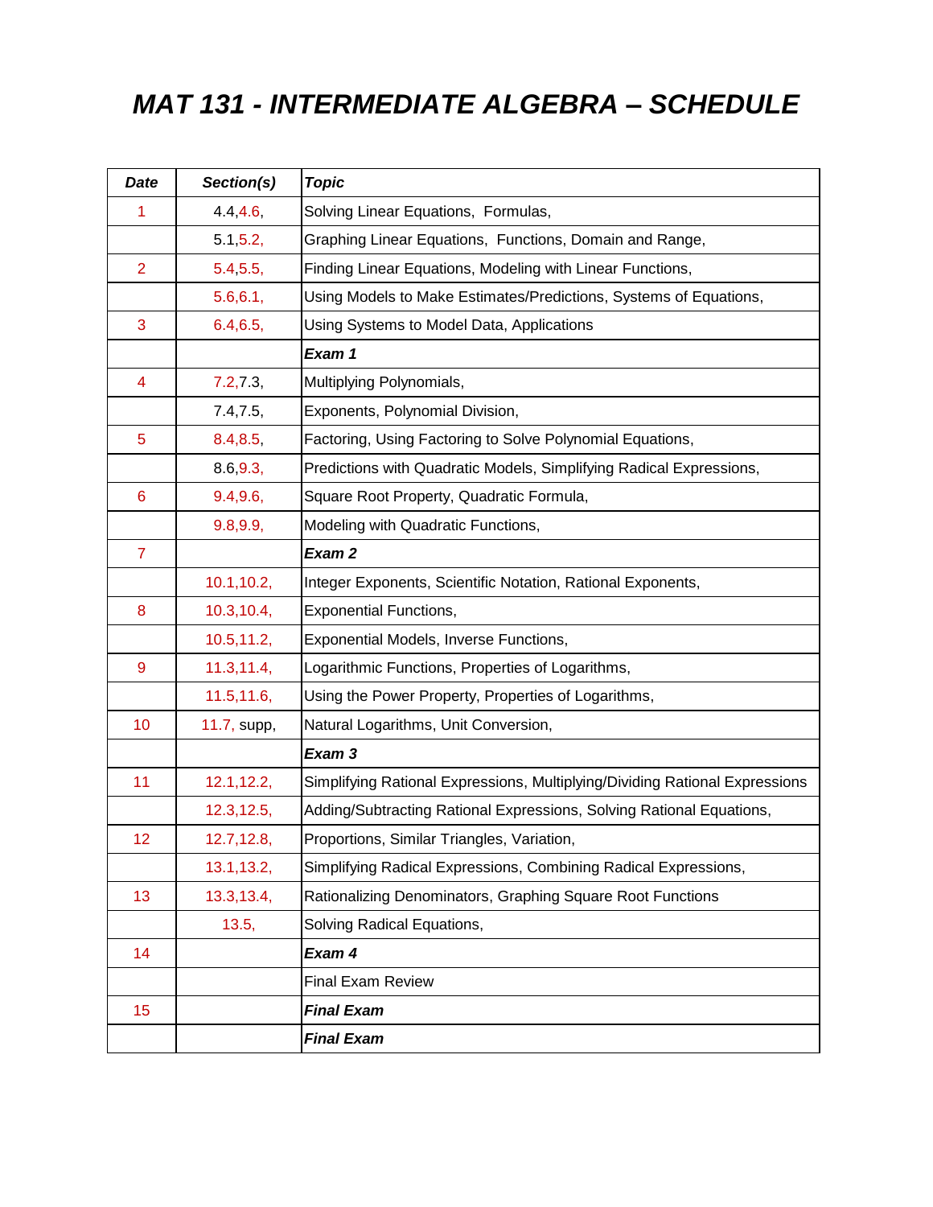# *MAT 131 - INTERMEDIATE ALGEBRA – SCHEDULE*

| ***Date*** | ***Section(s)*** | ***Topic*** |
|---|---|---|
| 1 | 4.4,4.6, | Solving Linear Equations, Formulas, |
| | 5.1,5.2, | Graphing Linear Equations, Functions, Domain and Range, |
| 2 | 5.4,5.5, | Finding Linear Equations, Modeling with Linear Functions, |
| | 5.6,6.1, | Using Models to Make Estimates/Predictions, Systems of Equations, |
| 3 | 6.4,6.5, | Using Systems to Model Data, Applications |
| | | ***Exam 1*** |
| 4 | 7.2,7.3, | Multiplying Polynomials, |
| | 7.4,7.5, | Exponents, Polynomial Division, |
| 5 | 8.4,8.5, | Factoring, Using Factoring to Solve Polynomial Equations, |
| | 8.6,9.3, | Predictions with Quadratic Models, Simplifying Radical Expressions, |
| 6 | 9.4,9.6, | Square Root Property, Quadratic Formula, |
| | 9.8,9.9, | Modeling with Quadratic Functions, |
| 7 | | ***Exam 2*** |
| | 10.1,10.2, | Integer Exponents, Scientific Notation, Rational Exponents, |
| 8 | 10.3,10.4, | Exponential Functions, |
| | 10.5,11.2, | Exponential Models, Inverse Functions, |
| 9 | 11.3,11.4, | Logarithmic Functions, Properties of Logarithms, |
| | 11.5,11.6, | Using the Power Property, Properties of Logarithms, |
| 10 | 11.7, supp, | Natural Logarithms, Unit Conversion, |
| | | ***Exam 3*** |
| 11 | 12.1,12.2, | Simplifying Rational Expressions, Multiplying/Dividing Rational Expressions |
| | 12.3,12.5, | Adding/Subtracting Rational Expressions, Solving Rational Equations, |
| 12 | 12.7,12.8, | Proportions, Similar Triangles, Variation, |
| | 13.1,13.2, | Simplifying Radical Expressions, Combining Radical Expressions, |
| 13 | 13.3,13.4, | Rationalizing Denominators, Graphing Square Root Functions |
| | 13.5, | Solving Radical Equations, |
| 14 | | ***Exam 4*** |
| | | Final Exam Review |
| 15 | | ***Final Exam*** |
| | | ***Final Exam*** |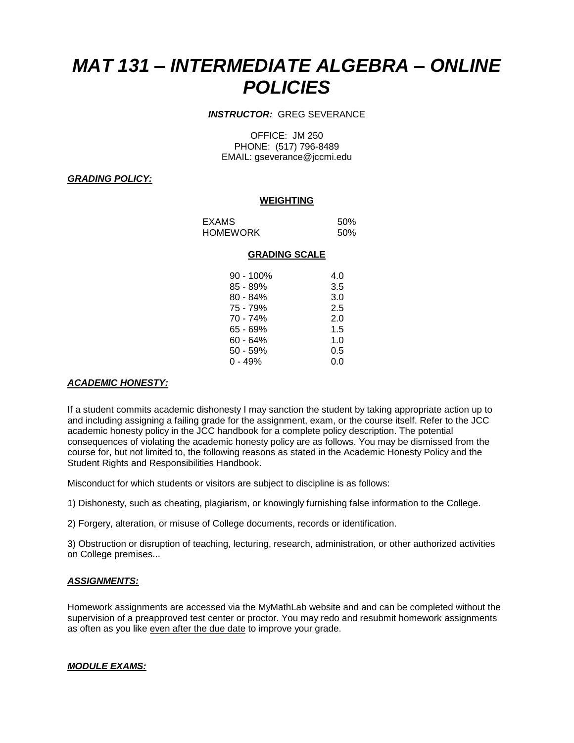# MAT 131 – INTERMEDIATE ALGEBRA – ONLINE POLICIES

***INSTRUCTOR:*** GREG SEVERANCE

OFFICE: JM 250
PHONE: (517) 796-8489
EMAIL: gseverance@jccmi.edu

***GRADING POLICY:***

**WEIGHTING**

| | |
|---|---|
| EXAMS | 50% |
| HOMEWORK | 50% |

**GRADING SCALE**

| | |
|---|---|
| 90 - 100% | 4.0 |
| 85 - 89% | 3.5 |
| 80 - 84% | 3.0 |
| 75 - 79% | 2.5 |
| 70 - 74% | 2.0 |
| 65 - 69% | 1.5 |
| 60 - 64% | 1.0 |
| 50 - 59% | 0.5 |
| 0 - 49% | 0.0 |

***ACADEMIC HONESTY:***

If a student commits academic dishonesty I may sanction the student by taking appropriate action up to and including assigning a failing grade for the assignment, exam, or the course itself. Refer to the JCC academic honesty policy in the JCC handbook for a complete policy description. The potential consequences of violating the academic honesty policy are as follows. You may be dismissed from the course for, but not limited to, the following reasons as stated in the Academic Honesty Policy and the Student Rights and Responsibilities Handbook.

Misconduct for which students or visitors are subject to discipline is as follows:

1) Dishonesty, such as cheating, plagiarism, or knowingly furnishing false information to the College.

2) Forgery, alteration, or misuse of College documents, records or identification.

3) Obstruction or disruption of teaching, lecturing, research, administration, or other authorized activities on College premises...

***ASSIGNMENTS:***

Homework assignments are accessed via the MyMathLab website and and can be completed without the supervision of a preapproved test center or proctor. You may redo and resubmit homework assignments as often as you like even after the due date to improve your grade.

***MODULE EXAMS:***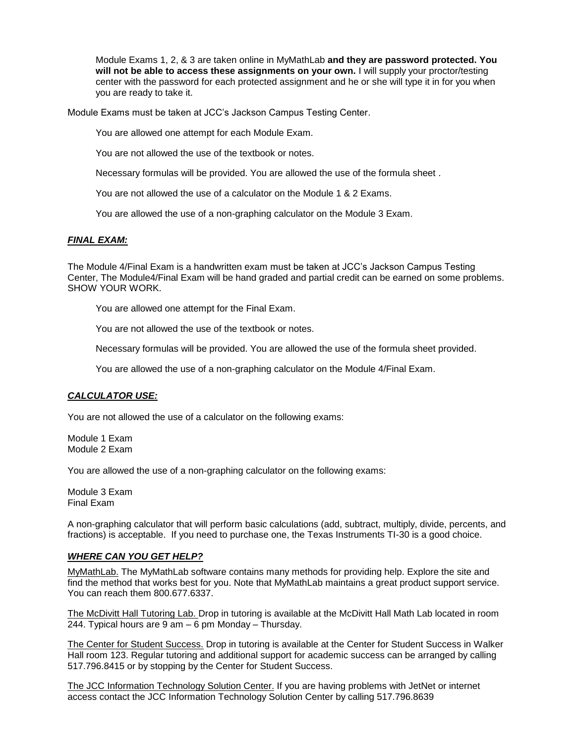Module Exams 1, 2, & 3 are taken online in MyMathLab **and they are password protected. You will not be able to access these assignments on your own.** I will supply your proctor/testing center with the password for each protected assignment and he or she will type it in for you when you are ready to take it.

Module Exams must be taken at JCC's Jackson Campus Testing Center.

You are allowed one attempt for each Module Exam.

You are not allowed the use of the textbook or notes.

Necessary formulas will be provided. You are allowed the use of the formula sheet .

You are not allowed the use of a calculator on the Module 1 & 2 Exams.

You are allowed the use of a non-graphing calculator on the Module 3 Exam.

***FINAL EXAM:***

The Module 4/Final Exam is a handwritten exam must be taken at JCC's Jackson Campus Testing Center, The Module4/Final Exam will be hand graded and partial credit can be earned on some problems. SHOW YOUR WORK.

You are allowed one attempt for the Final Exam.

You are not allowed the use of the textbook or notes.

Necessary formulas will be provided. You are allowed the use of the formula sheet provided.

You are allowed the use of a non-graphing calculator on the Module 4/Final Exam.

***CALCULATOR USE:***

You are not allowed the use of a calculator on the following exams:

Module 1 Exam
Module 2 Exam

You are allowed the use of a non-graphing calculator on the following exams:

Module 3 Exam
Final Exam

A non-graphing calculator that will perform basic calculations (add, subtract, multiply, divide, percents, and fractions) is acceptable. If you need to purchase one, the Texas Instruments TI-30 is a good choice.

***WHERE CAN YOU GET HELP?***

MyMathLab. The MyMathLab software contains many methods for providing help. Explore the site and find the method that works best for you. Note that MyMathLab maintains a great product support service. You can reach them 800.677.6337.

The McDivitt Hall Tutoring Lab. Drop in tutoring is available at the McDivitt Hall Math Lab located in room 244. Typical hours are 9 am – 6 pm Monday – Thursday.

The Center for Student Success. Drop in tutoring is available at the Center for Student Success in Walker Hall room 123. Regular tutoring and additional support for academic success can be arranged by calling 517.796.8415 or by stopping by the Center for Student Success.

The JCC Information Technology Solution Center. If you are having problems with JetNet or internet access contact the JCC Information Technology Solution Center by calling 517.796.8639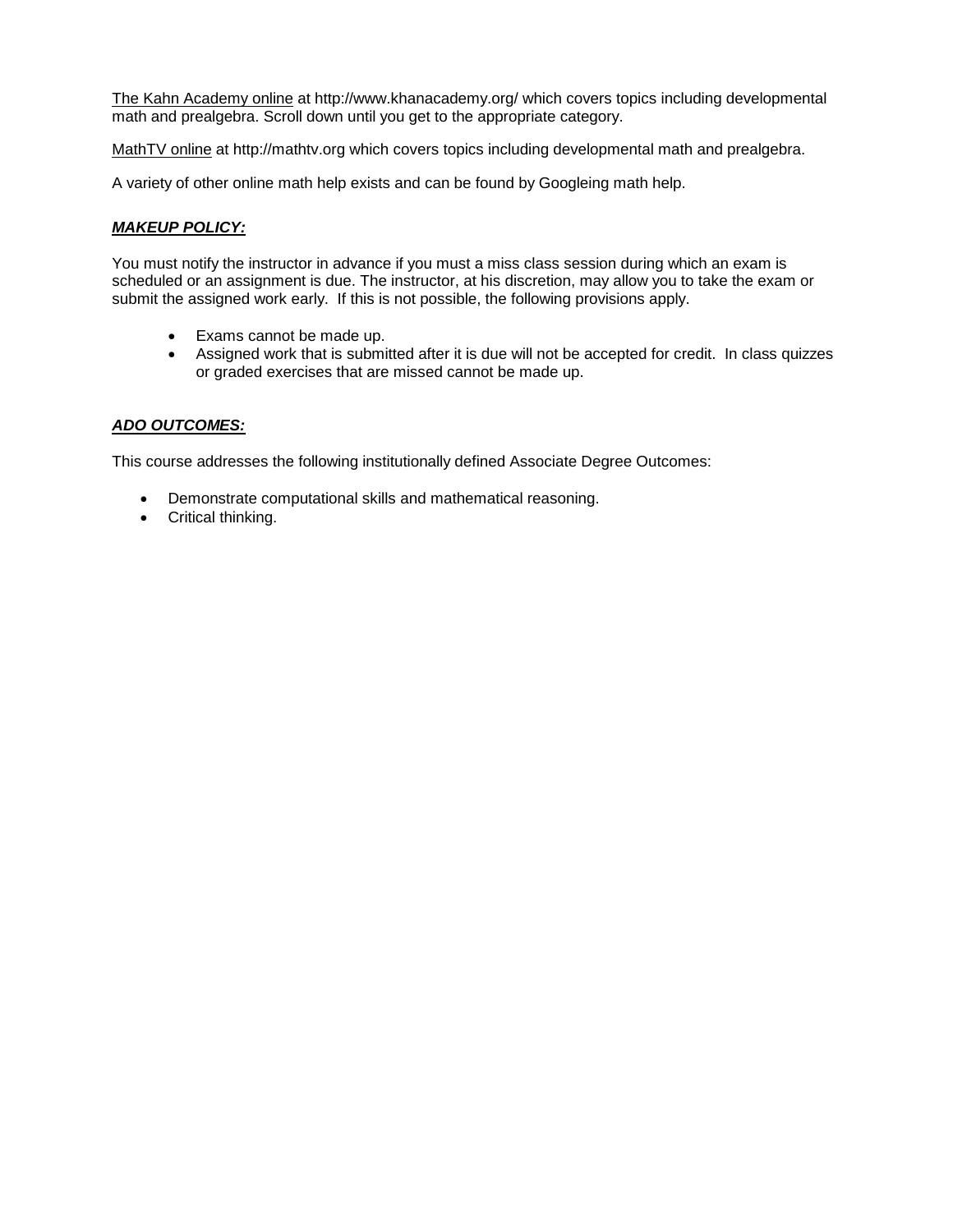The Kahn Academy online at http://www.khanacademy.org/ which covers topics including developmental math and prealgebra. Scroll down until you get to the appropriate category.

MathTV online at http://mathtv.org which covers topics including developmental math and prealgebra.

A variety of other online math help exists and can be found by Googleing math help.

***MAKEUP POLICY:***

You must notify the instructor in advance if you must a miss class session during which an exam is scheduled or an assignment is due. The instructor, at his discretion, may allow you to take the exam or submit the assigned work early. If this is not possible, the following provisions apply.

- Exams cannot be made up.
- Assigned work that is submitted after it is due will not be accepted for credit. In class quizzes or graded exercises that are missed cannot be made up.

***ADO OUTCOMES:***

This course addresses the following institutionally defined Associate Degree Outcomes:

- Demonstrate computational skills and mathematical reasoning.
- Critical thinking.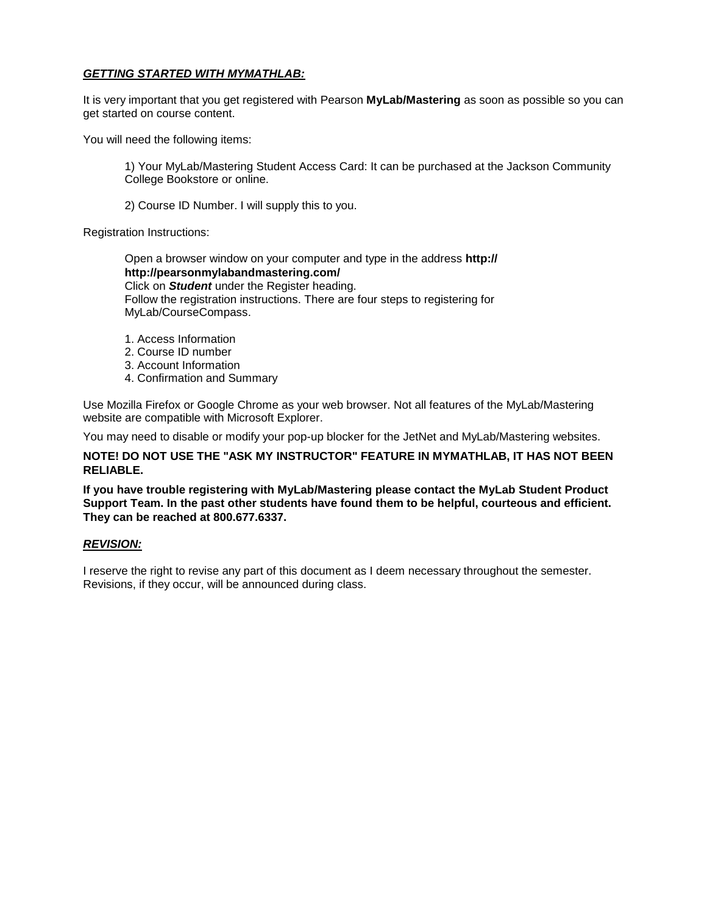***GETTING STARTED WITH MYMATHLAB:***

It is very important that you get registered with Pearson **MyLab/Mastering** as soon as possible so you can get started on course content.

You will need the following items:

1) Your MyLab/Mastering Student Access Card: It can be purchased at the Jackson Community College Bookstore or online.

2) Course ID Number. I will supply this to you.

Registration Instructions:

Open a browser window on your computer and type in the address **http:// http://pearsonmylabandmastering.com/**
Click on ***Student*** under the Register heading.
Follow the registration instructions. There are four steps to registering for MyLab/CourseCompass.

1. Access Information
2. Course ID number
3. Account Information
4. Confirmation and Summary

Use Mozilla Firefox or Google Chrome as your web browser. Not all features of the MyLab/Mastering website are compatible with Microsoft Explorer.

You may need to disable or modify your pop-up blocker for the JetNet and MyLab/Mastering websites.

**NOTE! DO NOT USE THE "ASK MY INSTRUCTOR" FEATURE IN MYMATHLAB, IT HAS NOT BEEN RELIABLE.**

**If you have trouble registering with MyLab/Mastering please contact the MyLab Student Product Support Team. In the past other students have found them to be helpful, courteous and efficient. They can be reached at 800.677.6337.**

***REVISION:***

I reserve the right to revise any part of this document as I deem necessary throughout the semester. Revisions, if they occur, will be announced during class.